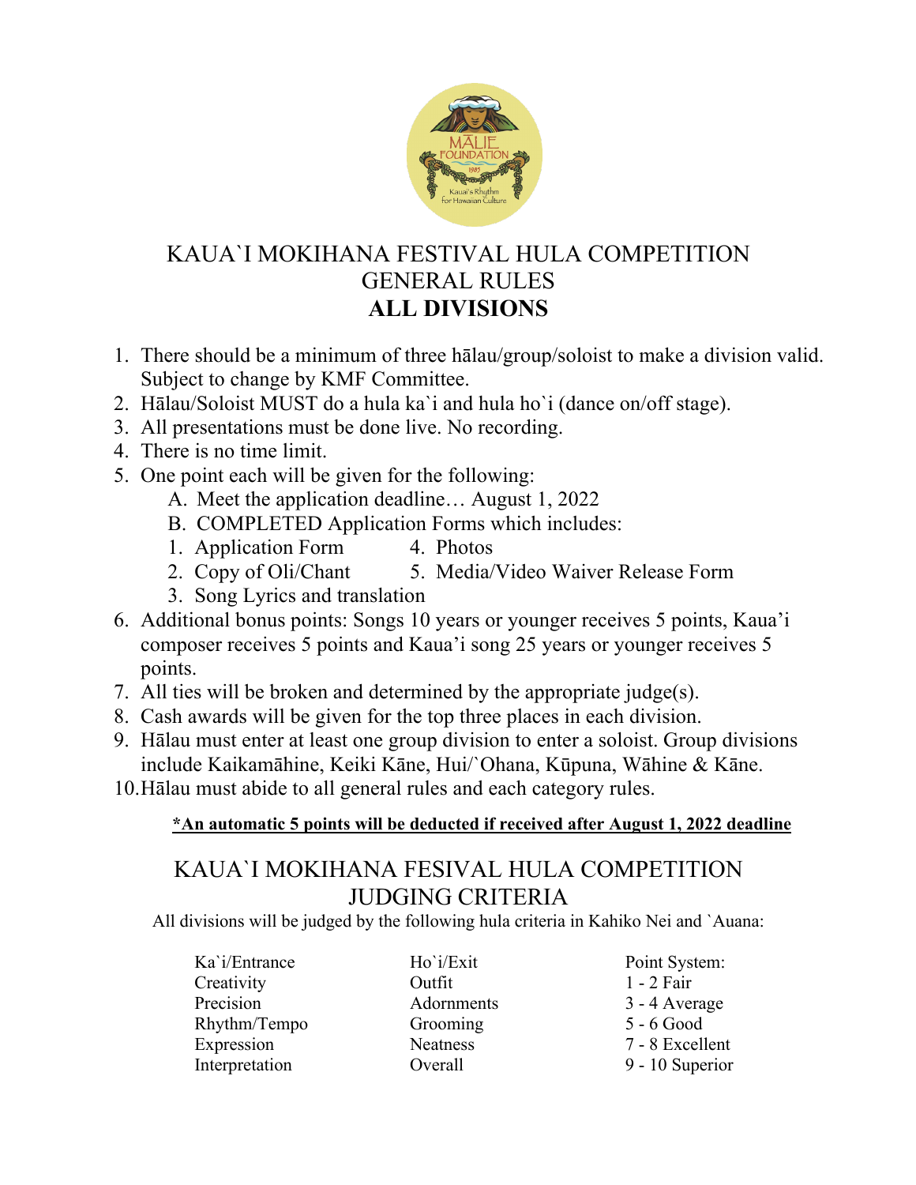# KAUA`I MOKIHANA FESTIVAL HULA COMPETITION GENERAL RULES

## ALL DIVISIONS

1. There should be a minimum of three hālau/group/soloist to make a division valid. Subject to change by KMF Committee.
2. Hālau/Soloist MUST do a hula ka`i and hula ho`i (dance on/off stage).
3. All presentations must be done live. No recording.
4. There is no time limit.
5. One point each will be given for the following:
   - A. Meet the application deadline… August 1, 2022
   - B. COMPLETED Application Forms which includes:
     1. Application Form
     2. Copy of Oli/Chant
     3. Song Lyrics and translation
     4. Photos
     5. Media/Video Waiver Release Form
6. Additional bonus points: Songs 10 years or younger receives 5 points, Kaua'i composer receives 5 points and Kaua'i song 25 years or younger receives 5 points.
7. All ties will be broken and determined by the appropriate judge(s).
8. Cash awards will be given for the top three places in each division.
9. Hālau must enter at least one group division to enter a soloist. Group divisions include Kaikamāhine, Keiki Kāne, Hui/`Ohana, Kūpuna, Wāhine & Kāne.
10. Hālau must abide to all general rules and each category rules.

**\*An automatic 5 points will be deducted if received after August 1, 2022 deadline**

# KAUA`I MOKIHANA FESIVAL HULA COMPETITION JUDGING CRITERIA

All divisions will be judged by the following hula criteria in Kahiko Nei and `Auana:

| | | Point System: |
|---|---|---|
| Ka`i/Entrance | Ho`i/Exit | 1 - 2 Fair |
| Creativity | Outfit | 3 - 4 Average |
| Precision | Adornments | 5 - 6 Good |
| Rhythm/Tempo | Grooming | 7 - 8 Excellent |
| Expression | Neatness | 9 - 10 Superior |
| Interpretation | Overall | |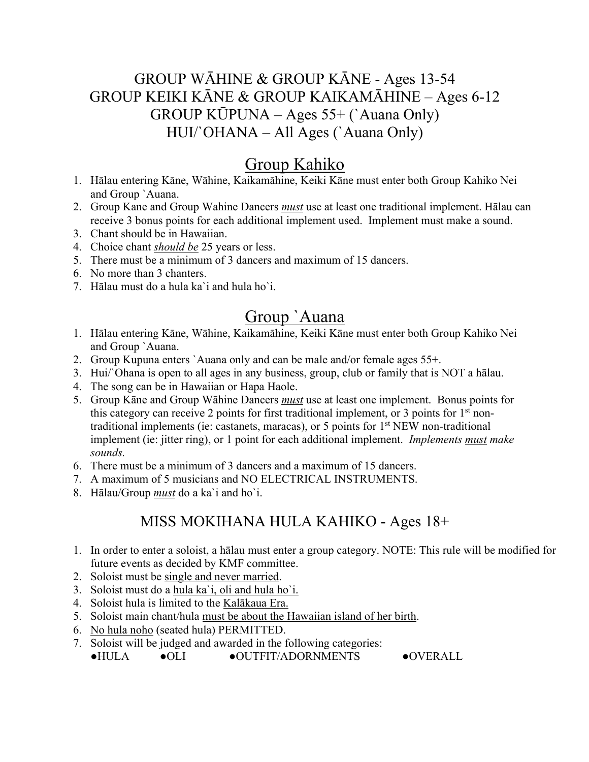GROUP WĀHINE & GROUP KĀNE - Ages 13-54
GROUP KEIKI KĀNE & GROUP KAIKAMĀHINE – Ages 6-12
GROUP KŪPUNA – Ages 55+ (`Auana Only)
HUI/`OHANA – All Ages (`Auana Only)

## Group Kahiko

1. Hālau entering Kāne, Wāhine, Kaikamāhine, Keiki Kāne must enter both Group Kahiko Nei and Group `Auana.
2. Group Kane and Group Wahine Dancers ***must*** use at least one traditional implement. Hālau can receive 3 bonus points for each additional implement used. Implement must make a sound.
3. Chant should be in Hawaiian.
4. Choice chant ***should be*** 25 years or less.
5. There must be a minimum of 3 dancers and maximum of 15 dancers.
6. No more than 3 chanters.
7. Hālau must do a hula ka`i and hula ho`i.

## Group `Auana

1. Hālau entering Kāne, Wāhine, Kaikamāhine, Keiki Kāne must enter both Group Kahiko Nei and Group `Auana.
2. Group Kupuna enters `Auana only and can be male and/or female ages 55+.
3. Hui/`Ohana is open to all ages in any business, group, club or family that is NOT a hālau.
4. The song can be in Hawaiian or Hapa Haole.
5. Group Kāne and Group Wāhine Dancers ***must*** use at least one implement. Bonus points for this category can receive 2 points for first traditional implement, or 3 points for 1st non-traditional implements (ie: castanets, maracas), or 5 points for 1st NEW non-traditional implement (ie: jitter ring), or 1 point for each additional implement. *Implements **must** make sounds.*
6. There must be a minimum of 3 dancers and a maximum of 15 dancers.
7. A maximum of 5 musicians and NO ELECTRICAL INSTRUMENTS.
8. Hālau/Group ***must*** do a ka`i and ho`i.

## MISS MOKIHANA HULA KAHIKO - Ages 18+

1. In order to enter a soloist, a hālau must enter a group category. NOTE: This rule will be modified for future events as decided by KMF committee.
2. Soloist must be single and never married.
3. Soloist must do a hula ka`i, oli and hula ho`i.
4. Soloist hula is limited to the Kalākaua Era.
5. Soloist main chant/hula must be about the Hawaiian island of her birth.
6. No hula noho (seated hula) PERMITTED.
7. Soloist will be judged and awarded in the following categories:
   ●HULA ●OLI ●OUTFIT/ADORNMENTS ●OVERALL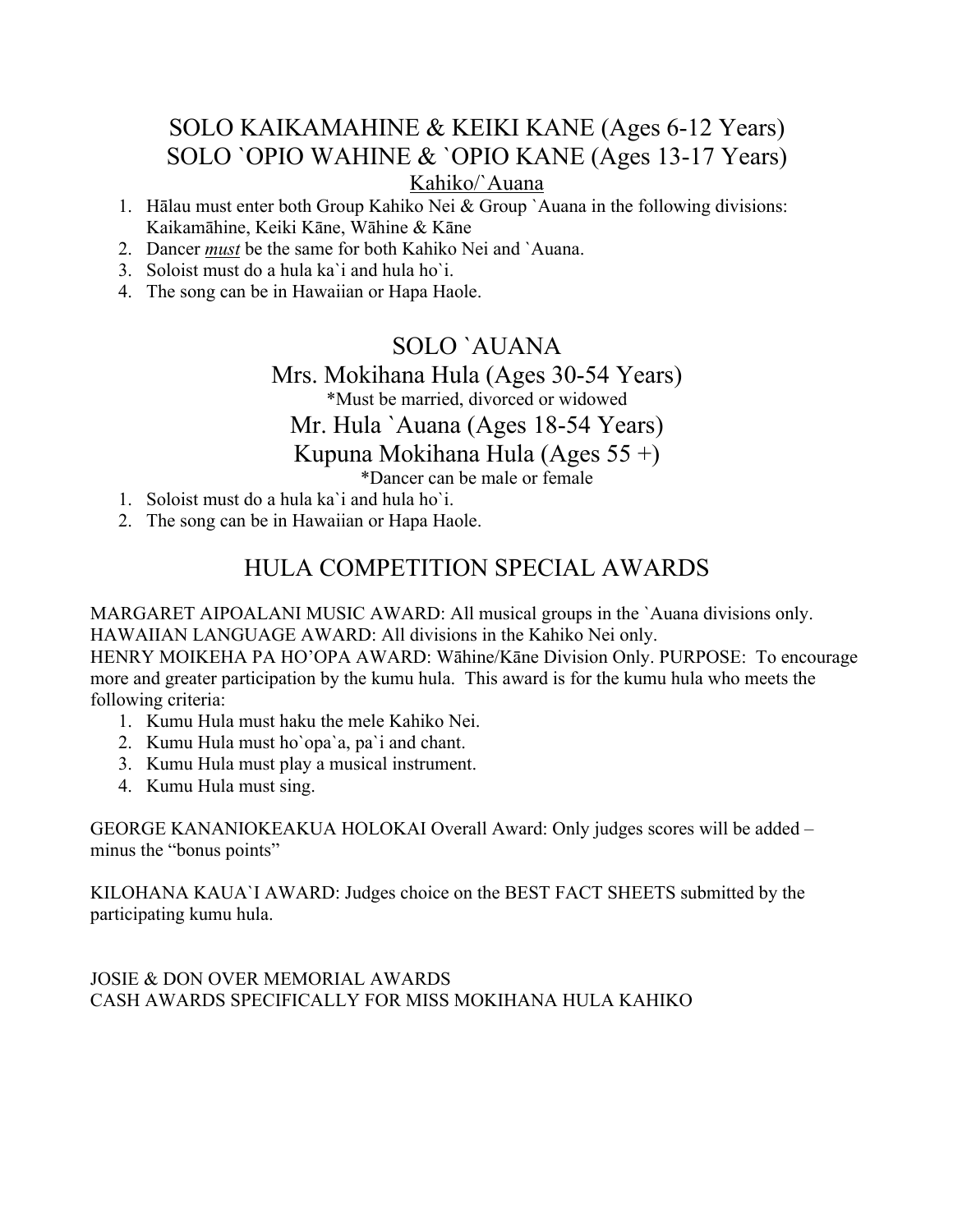## SOLO KAIKAMAHINE & KEIKI KANE (Ages 6-12 Years)
## SOLO `OPIO WAHINE & `OPIO KANE (Ages 13-17 Years)

### Kahiko/`Auana

1. Hālau must enter both Group Kahiko Nei & Group `Auana in the following divisions: Kaikamāhine, Keiki Kāne, Wāhine & Kāne
2. Dancer ***must*** be the same for both Kahiko Nei and `Auana.
3. Soloist must do a hula ka`i and hula ho`i.
4. The song can be in Hawaiian or Hapa Haole.

## SOLO `AUANA

### Mrs. Mokihana Hula (Ages 30-54 Years)

*Must be married, divorced or widowed

### Mr. Hula `Auana (Ages 18-54 Years)

### Kupuna Mokihana Hula (Ages 55 +)

*Dancer can be male or female

1. Soloist must do a hula ka`i and hula ho`i.
2. The song can be in Hawaiian or Hapa Haole.

## HULA COMPETITION SPECIAL AWARDS

MARGARET AIPOALANI MUSIC AWARD: All musical groups in the `Auana divisions only.
HAWAIIAN LANGUAGE AWARD: All divisions in the Kahiko Nei only.
HENRY MOIKEHA PA HO'OPA AWARD: Wāhine/Kāne Division Only. PURPOSE: To encourage more and greater participation by the kumu hula. This award is for the kumu hula who meets the following criteria:

1. Kumu Hula must haku the mele Kahiko Nei.
2. Kumu Hula must ho`opa`a, pa`i and chant.
3. Kumu Hula must play a musical instrument.
4. Kumu Hula must sing.

GEORGE KANANIOKEAKUA HOLOKAI Overall Award: Only judges scores will be added – minus the "bonus points"

KILOHANA KAUA`I AWARD: Judges choice on the BEST FACT SHEETS submitted by the participating kumu hula.

JOSIE & DON OVER MEMORIAL AWARDS
CASH AWARDS SPECIFICALLY FOR MISS MOKIHANA HULA KAHIKO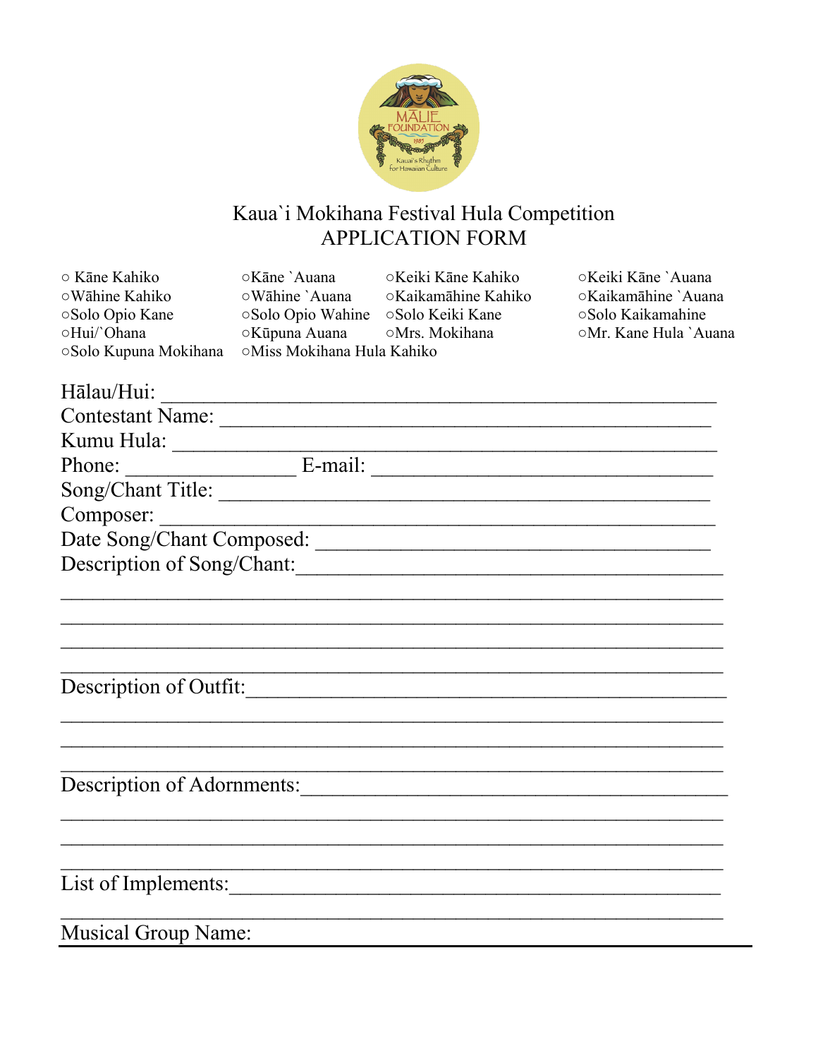# Kaua`i Mokihana Festival Hula Competition
## APPLICATION FORM

○ Kāne Kahiko ○Kāne `Auana ○Keiki Kāne Kahiko ○Keiki Kāne `Auana
○Wāhine Kahiko ○Wāhine `Auana ○Kaikamāhine Kahiko ○Kaikamāhine `Auana
○Solo Opio Kane ○Solo Opio Wahine ○Solo Keiki Kane ○Solo Kaikamahine
○Hui/`Ohana ○Kūpuna Auana ○Mrs. Mokihana ○Mr. Kane Hula `Auana
○Solo Kupuna Mokihana ○Miss Mokihana Hula Kahiko

Hālau/Hui: ______________________________________________

Contestant Name: _________________________________________

Kumu Hula: _____________________________________________

Phone: ______________ E-mail: ______________________________

Song/Chant Title: _________________________________________

Composer: ______________________________________________

Date Song/Chant Composed: ___________________________________

Description of Song/Chant:____________________________________

______________________________________________________

______________________________________________________

______________________________________________________

______________________________________________________

Description of Outfit:_______________________________________

______________________________________________________

______________________________________________________

______________________________________________________

Description of Adornments:___________________________________

______________________________________________________

______________________________________________________

______________________________________________________

List of Implements:_________________________________________

______________________________________________________

Musical Group Name: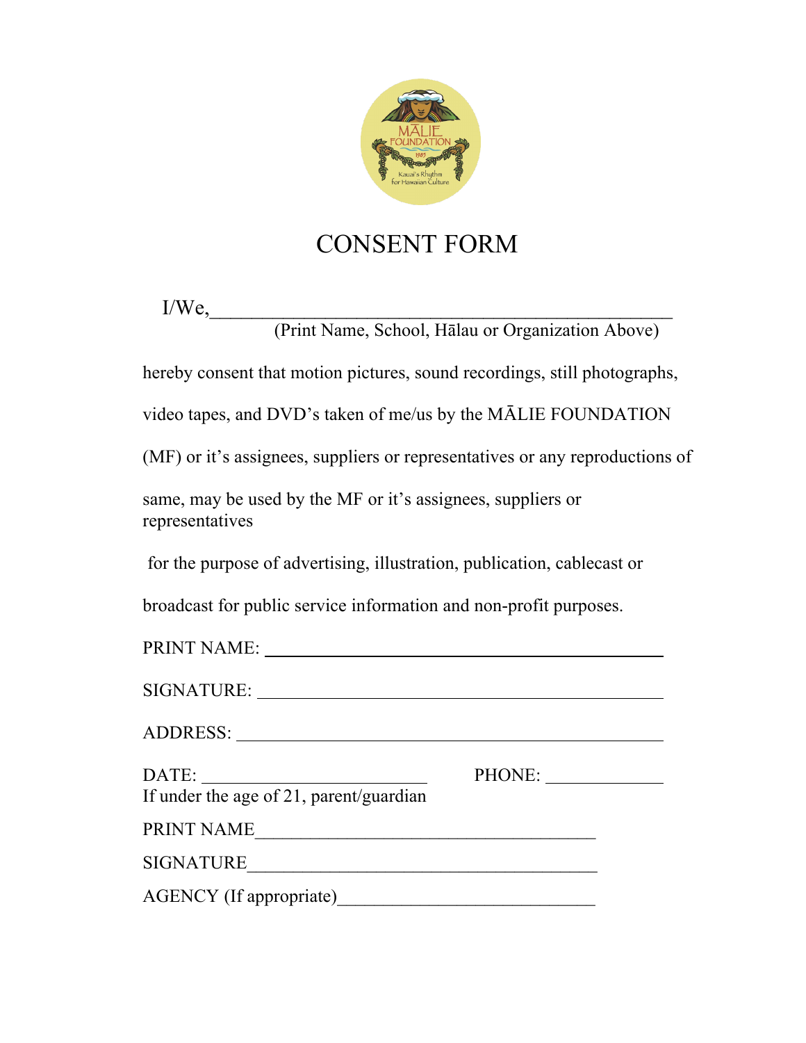# CONSENT FORM

I/We,\_\_\_\_\_\_\_\_\_\_\_\_\_\_\_\_\_\_\_\_\_\_\_\_\_\_\_\_\_\_\_\_\_\_\_\_\_\_\_\_\_\_\_\_\_\_\_\_
(Print Name, School, Hālau or Organization Above)

hereby consent that motion pictures, sound recordings, still photographs, video tapes, and DVD's taken of me/us by the MĀLIE FOUNDATION (MF) or it's assignees, suppliers or representatives or any reproductions of same, may be used by the MF or it's assignees, suppliers or representatives for the purpose of advertising, illustration, publication, cablecast or broadcast for public service information and non-profit purposes.

PRINT NAME: \_\_\_\_\_\_\_\_\_\_\_\_\_\_\_\_\_\_\_\_\_\_\_\_\_\_\_\_\_\_\_\_\_\_\_\_\_\_\_\_\_\_\_\_

SIGNATURE: \_\_\_\_\_\_\_\_\_\_\_\_\_\_\_\_\_\_\_\_\_\_\_\_\_\_\_\_\_\_\_\_\_\_\_\_\_\_\_\_\_\_\_\_

ADDRESS: \_\_\_\_\_\_\_\_\_\_\_\_\_\_\_\_\_\_\_\_\_\_\_\_\_\_\_\_\_\_\_\_\_\_\_\_\_\_\_\_\_\_\_\_

DATE: \_\_\_\_\_\_\_\_\_\_\_\_\_\_\_\_\_\_\_\_\_\_\_\_\_ PHONE: \_\_\_\_\_\_\_\_\_\_\_\_\_

If under the age of 21, parent/guardian

PRINT NAME\_\_\_\_\_\_\_\_\_\_\_\_\_\_\_\_\_\_\_\_\_\_\_\_\_\_\_\_\_\_\_\_\_\_\_\_\_\_\_

SIGNATURE\_\_\_\_\_\_\_\_\_\_\_\_\_\_\_\_\_\_\_\_\_\_\_\_\_\_\_\_\_\_\_\_\_\_\_\_\_\_\_\_

AGENCY (If appropriate)\_\_\_\_\_\_\_\_\_\_\_\_\_\_\_\_\_\_\_\_\_\_\_\_\_\_\_\_\_